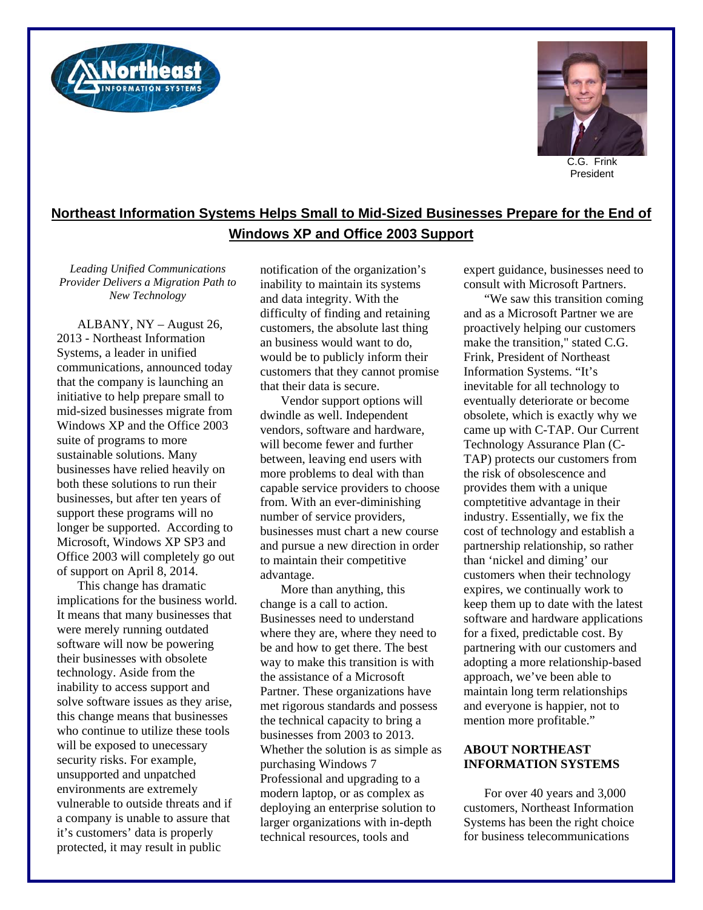C.G. Frink
President

## Northeast Information Systems Helps Small to Mid-Sized Businesses Prepare for the End of Windows XP and Office 2003 Support

*Leading Unified Communications Provider Delivers a Migration Path to New Technology*

ALBANY, NY – August 26, 2013 - Northeast Information Systems, a leader in unified communications, announced today that the company is launching an initiative to help prepare small to mid-sized businesses migrate from Windows XP and the Office 2003 suite of programs to more sustainable solutions. Many businesses have relied heavily on both these solutions to run their businesses, but after ten years of support these programs will no longer be supported. According to Microsoft, Windows XP SP3 and Office 2003 will completely go out of support on April 8, 2014.

This change has dramatic implications for the business world. It means that many businesses that were merely running outdated software will now be powering their businesses with obsolete technology. Aside from the inability to access support and solve software issues as they arise, this change means that businesses who continue to utilize these tools will be exposed to unecessary security risks. For example, unsupported and unpatched environments are extremely vulnerable to outside threats and if a company is unable to assure that it's customers' data is properly protected, it may result in public notification of the organization's inability to maintain its systems and data integrity. With the difficulty of finding and retaining customers, the absolute last thing an business would want to do, would be to publicly inform their customers that they cannot promise that their data is secure.

Vendor support options will dwindle as well. Independent vendors, software and hardware, will become fewer and further between, leaving end users with more problems to deal with than capable service providers to choose from. With an ever-diminishing number of service providers, businesses must chart a new course and pursue a new direction in order to maintain their competitive advantage.

More than anything, this change is a call to action. Businesses need to understand where they are, where they need to be and how to get there. The best way to make this transition is with the assistance of a Microsoft Partner. These organizations have met rigorous standards and possess the technical capacity to bring a businesses from 2003 to 2013. Whether the solution is as simple as purchasing Windows 7 Professional and upgrading to a modern laptop, or as complex as deploying an enterprise solution to larger organizations with in-depth technical resources, tools and expert guidance, businesses need to consult with Microsoft Partners.

"We saw this transition coming and as a Microsoft Partner we are proactively helping our customers make the transition," stated C.G. Frink, President of Northeast Information Systems. "It's inevitable for all technology to eventually deteriorate or become obsolete, which is exactly why we came up with C-TAP. Our Current Technology Assurance Plan (C-TAP) protects our customers from the risk of obsolescence and provides them with a unique comptetitive advantage in their industry. Essentially, we fix the cost of technology and establish a partnership relationship, so rather than 'nickel and diming' our customers when their technology expires, we continually work to keep them up to date with the latest software and hardware applications for a fixed, predictable cost. By partnering with our customers and adopting a more relationship-based approach, we've been able to maintain long term relationships and everyone is happier, not to mention more profitable."

**ABOUT NORTHEAST INFORMATION SYSTEMS**

For over 40 years and 3,000 customers, Northeast Information Systems has been the right choice for business telecommunications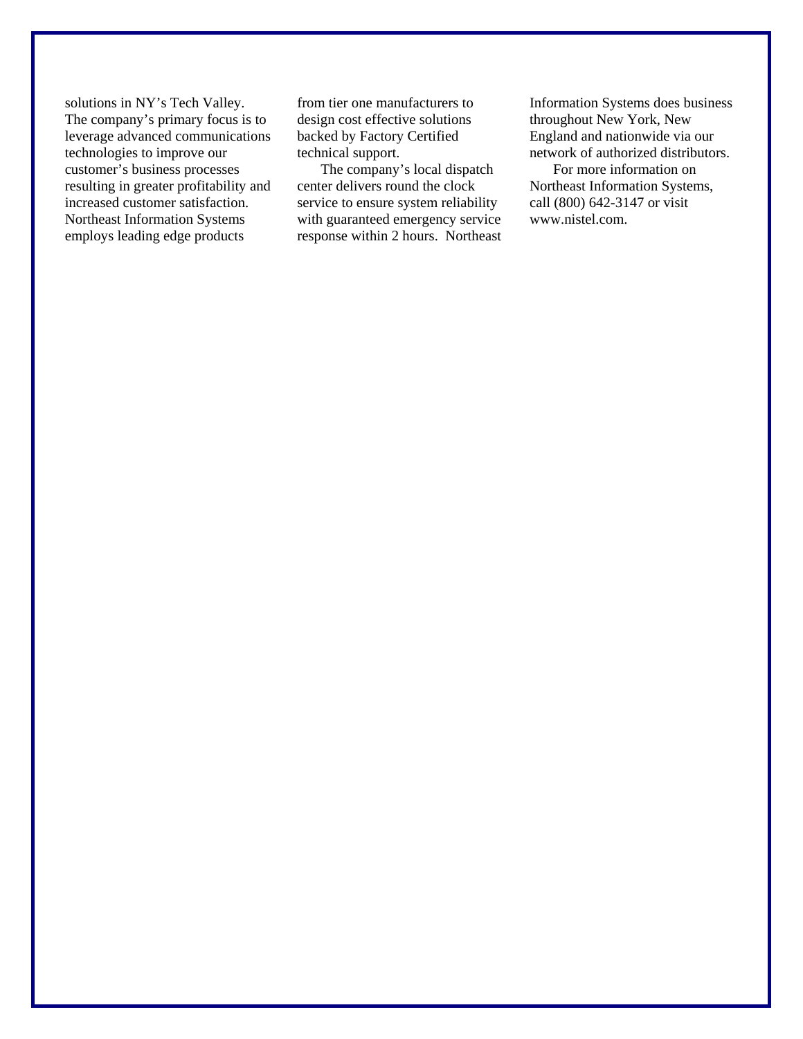solutions in NY's Tech Valley. The company's primary focus is to leverage advanced communications technologies to improve our customer's business processes resulting in greater profitability and increased customer satisfaction. Northeast Information Systems employs leading edge products from tier one manufacturers to design cost effective solutions backed by Factory Certified technical support.

The company's local dispatch center delivers round the clock service to ensure system reliability with guaranteed emergency service response within 2 hours. Northeast Information Systems does business throughout New York, New England and nationwide via our network of authorized distributors.

For more information on Northeast Information Systems, call (800) 642-3147 or visit www.nistel.com.